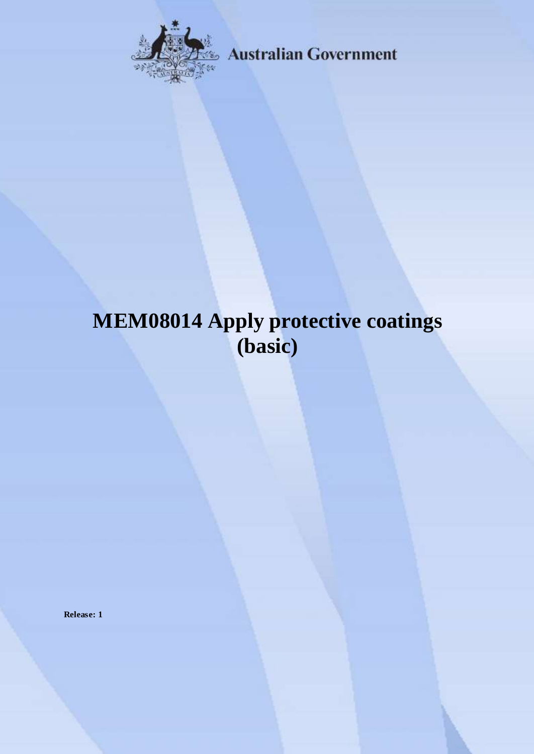Australian Government

# MEM08014 Apply protective coatings (basic)

**Release: 1**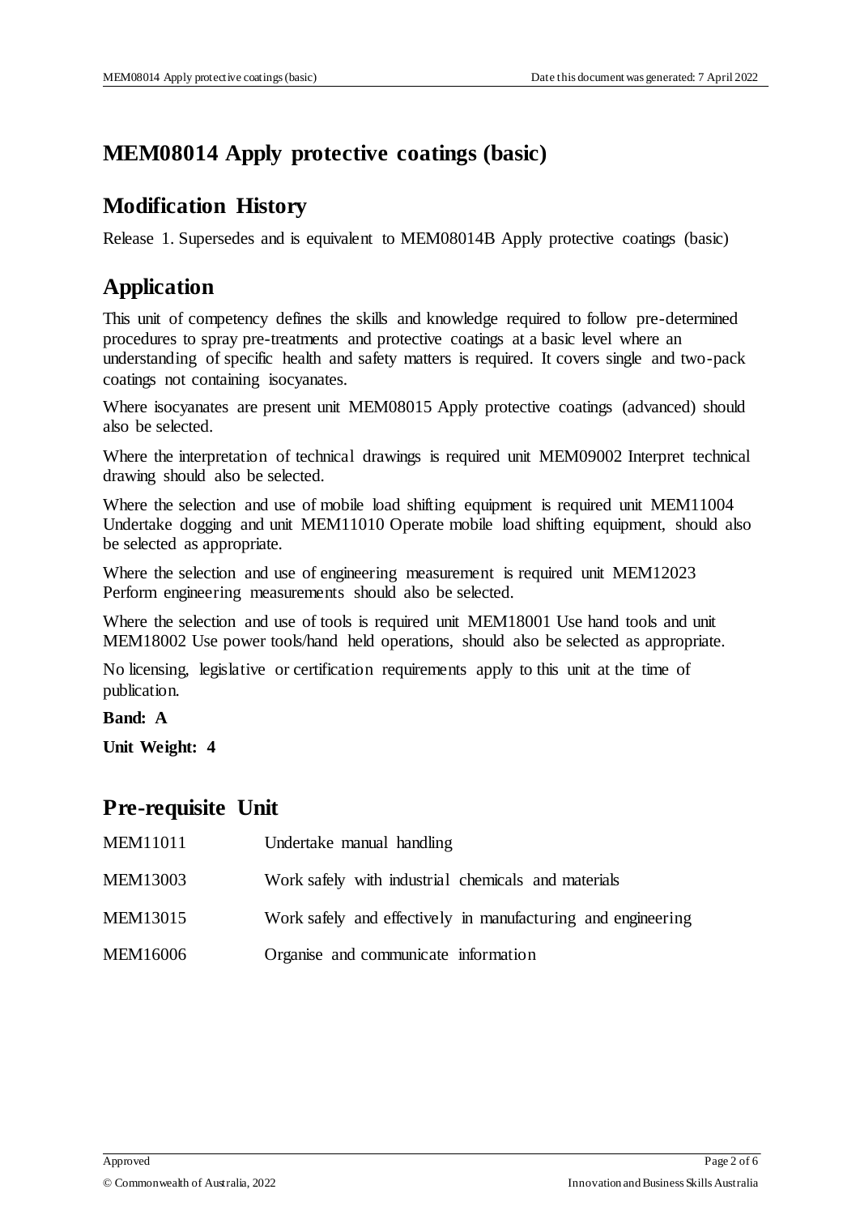# MEM08014 Apply protective coatings (basic)

## Modification History

Release 1. Supersedes and is equivalent to MEM08014B Apply protective coatings (basic)

## Application

This unit of competency defines the skills and knowledge required to follow pre-determined procedures to spray pre-treatments and protective coatings at a basic level where an understanding of specific health and safety matters is required. It covers single and two-pack coatings not containing isocyanates.

Where isocyanates are present unit MEM08015 Apply protective coatings (advanced) should also be selected.

Where the interpretation of technical drawings is required unit MEM09002 Interpret technical drawing should also be selected.

Where the selection and use of mobile load shifting equipment is required unit MEM11004 Undertake dogging and unit MEM11010 Operate mobile load shifting equipment, should also be selected as appropriate.

Where the selection and use of engineering measurement is required unit MEM12023 Perform engineering measurements should also be selected.

Where the selection and use of tools is required unit MEM18001 Use hand tools and unit MEM18002 Use power tools/hand held operations, should also be selected as appropriate.

No licensing, legislative or certification requirements apply to this unit at the time of publication.

**Band: A**

**Unit Weight: 4**

## Pre-requisite Unit

| | |
|---|---|
| MEM11011 | Undertake manual handling |
| MEM13003 | Work safely with industrial chemicals and materials |
| MEM13015 | Work safely and effectively in manufacturing and engineering |
| MEM16006 | Organise and communicate information |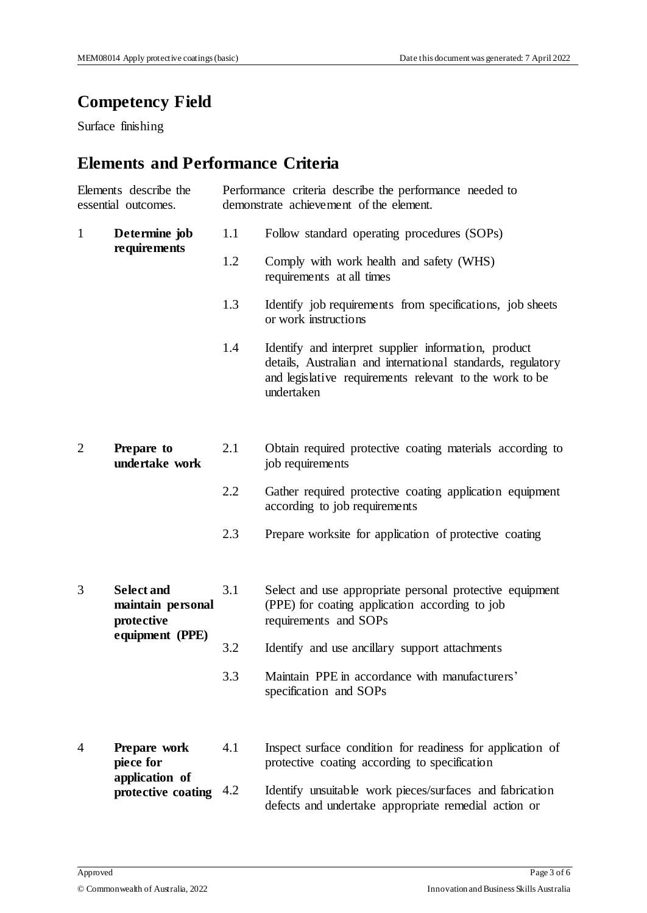## Competency Field

Surface finishing

## Elements and Performance Criteria

| Elements describe the essential outcomes. | | Performance criteria describe the performance needed to demonstrate achievement of the element. | |
|---|---|---|---|
| 1 | **Determine job requirements** | 1.1 | Follow standard operating procedures (SOPs) |
| | | 1.2 | Comply with work health and safety (WHS) requirements at all times |
| | | 1.3 | Identify job requirements from specifications, job sheets or work instructions |
| | | 1.4 | Identify and interpret supplier information, product details, Australian and international standards, regulatory and legislative requirements relevant to the work to be undertaken |
| 2 | **Prepare to undertake work** | 2.1 | Obtain required protective coating materials according to job requirements |
| | | 2.2 | Gather required protective coating application equipment according to job requirements |
| | | 2.3 | Prepare worksite for application of protective coating |
| 3 | **Select and maintain personal protective equipment (PPE)** | 3.1 | Select and use appropriate personal protective equipment (PPE) for coating application according to job requirements and SOPs |
| | | 3.2 | Identify and use ancillary support attachments |
| | | 3.3 | Maintain PPE in accordance with manufacturers' specification and SOPs |
| 4 | **Prepare work piece for application of protective coating** | 4.1 | Inspect surface condition for readiness for application of protective coating according to specification |
| | | 4.2 | Identify unsuitable work pieces/surfaces and fabrication defects and undertake appropriate remedial action or |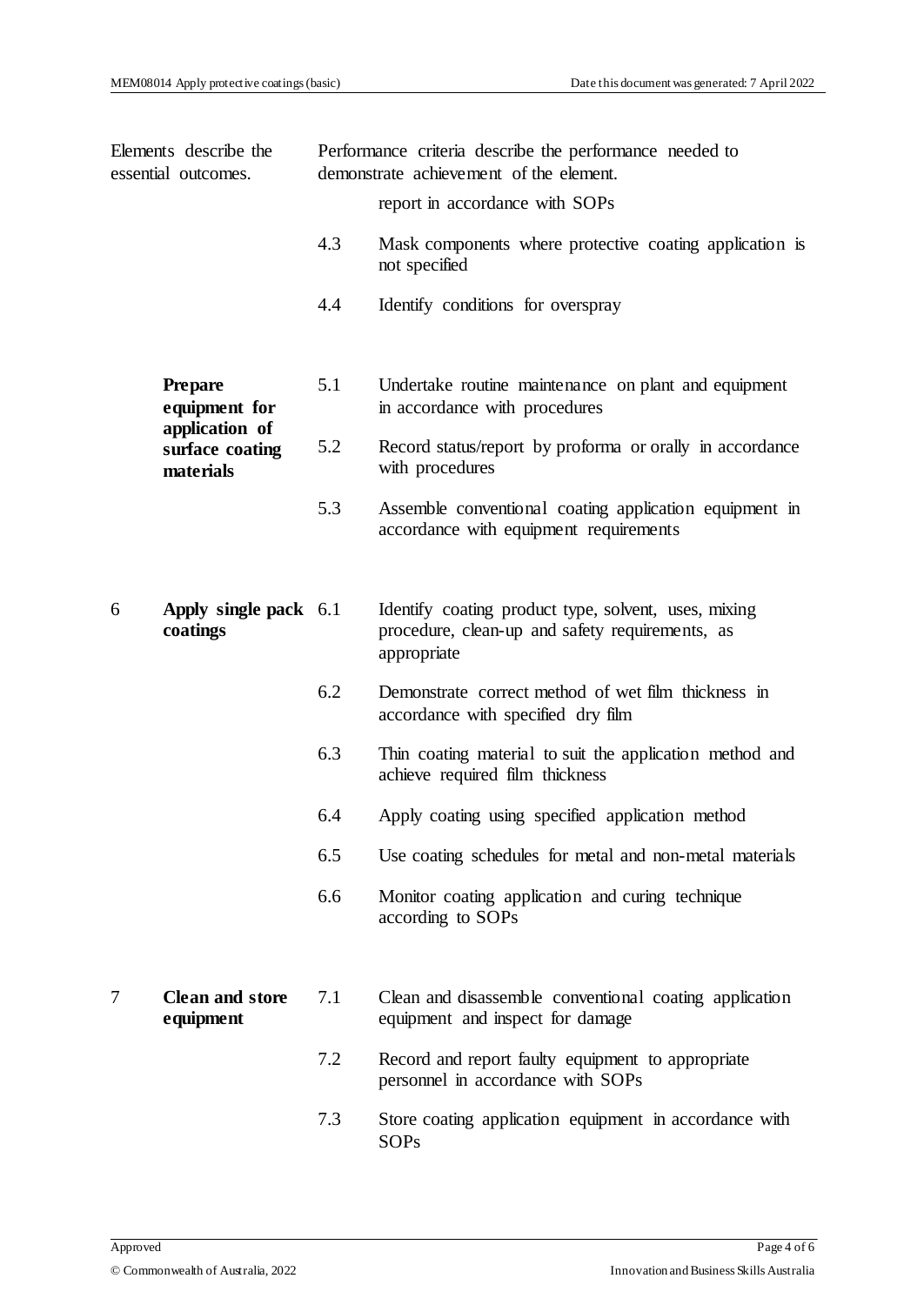| Elements describe the essential outcomes. | Performance criteria describe the performance needed to demonstrate achievement of the element. |
|---|---|
| | report in accordance with SOPs |
| | 4.3 Mask components where protective coating application is not specified |
| | 4.4 Identify conditions for overspray |
| **Prepare equipment for application of surface coating materials** | 5.1 Undertake routine maintenance on plant and equipment in accordance with procedures |
| | 5.2 Record status/report by proforma or orally in accordance with procedures |
| | 5.3 Assemble conventional coating application equipment in accordance with equipment requirements |
| 6 **Apply single pack coatings** | 6.1 Identify coating product type, solvent, uses, mixing procedure, clean-up and safety requirements, as appropriate |
| | 6.2 Demonstrate correct method of wet film thickness in accordance with specified dry film |
| | 6.3 Thin coating material to suit the application method and achieve required film thickness |
| | 6.4 Apply coating using specified application method |
| | 6.5 Use coating schedules for metal and non-metal materials |
| | 6.6 Monitor coating application and curing technique according to SOPs |
| 7 **Clean and store equipment** | 7.1 Clean and disassemble conventional coating application equipment and inspect for damage |
| | 7.2 Record and report faulty equipment to appropriate personnel in accordance with SOPs |
| | 7.3 Store coating application equipment in accordance with SOPs |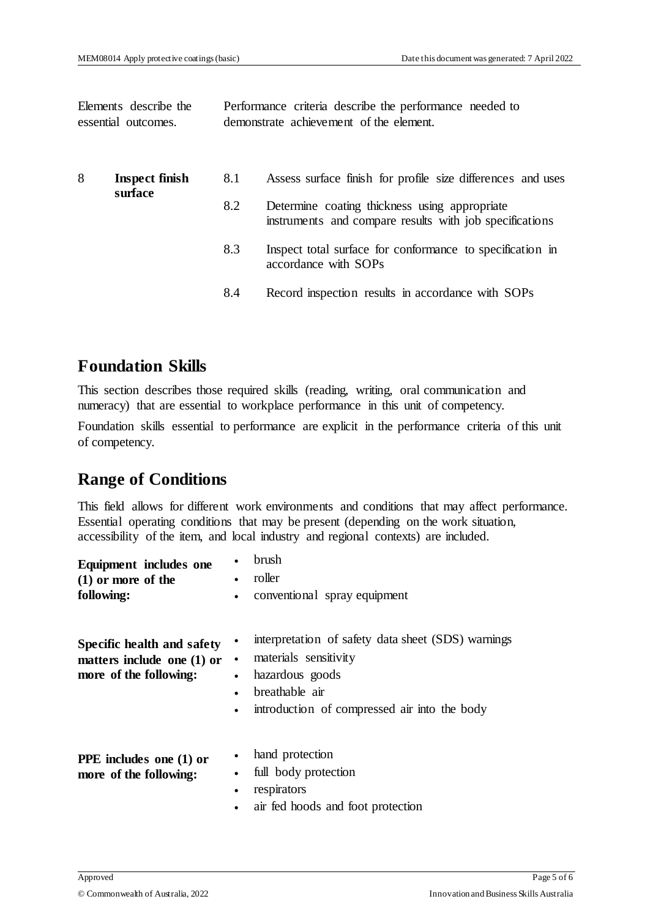| Elements describe the essential outcomes. | | Performance criteria describe the performance needed to demonstrate achievement of the element. | |
|---|---|---|---|
| 8 | **Inspect finish surface** | 8.1 | Assess surface finish for profile size differences and uses |
| | | 8.2 | Determine coating thickness using appropriate instruments and compare results with job specifications |
| | | 8.3 | Inspect total surface for conformance to specification in accordance with SOPs |
| | | 8.4 | Record inspection results in accordance with SOPs |

## Foundation Skills

This section describes those required skills (reading, writing, oral communication and numeracy) that are essential to workplace performance in this unit of competency.

Foundation skills essential to performance are explicit in the performance criteria of this unit of competency.

## Range of Conditions

This field allows for different work environments and conditions that may affect performance. Essential operating conditions that may be present (depending on the work situation, accessibility of the item, and local industry and regional contexts) are included.

| | |
|---|---|
| **Equipment includes one (1) or more of the following:** | • brush<br>• roller<br>• conventional spray equipment |
| **Specific health and safety matters include one (1) or more of the following:** | • interpretation of safety data sheet (SDS) warnings<br>• materials sensitivity<br>• hazardous goods<br>• breathable air<br>• introduction of compressed air into the body |
| **PPE includes one (1) or more of the following:** | • hand protection<br>• full body protection<br>• respirators<br>• air fed hoods and foot protection |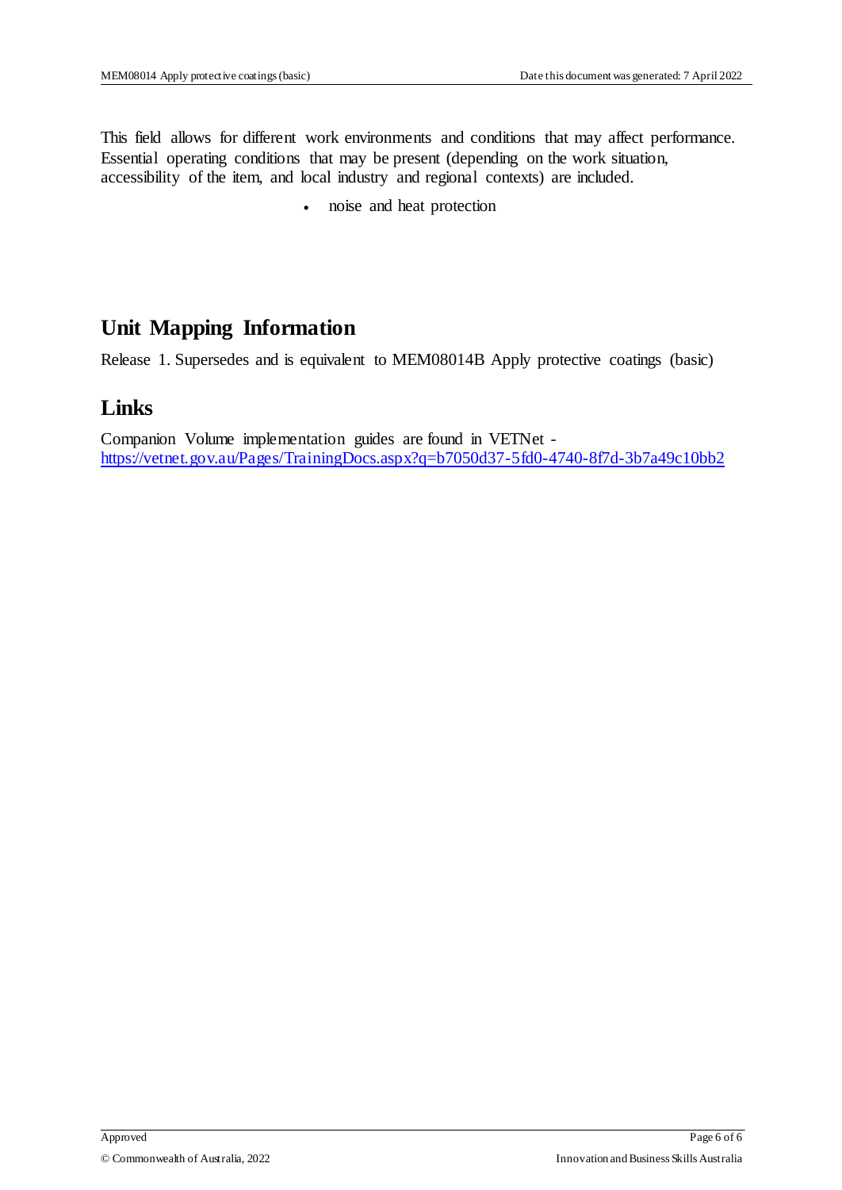This field allows for different work environments and conditions that may affect performance. Essential operating conditions that may be present (depending on the work situation, accessibility of the item, and local industry and regional contexts) are included.

- noise and heat protection

# Unit Mapping Information

Release 1. Supersedes and is equivalent to MEM08014B Apply protective coatings (basic)

# Links

Companion Volume implementation guides are found in VETNet - https://vetnet.gov.au/Pages/TrainingDocs.aspx?q=b7050d37-5fd0-4740-8f7d-3b7a49c10bb2